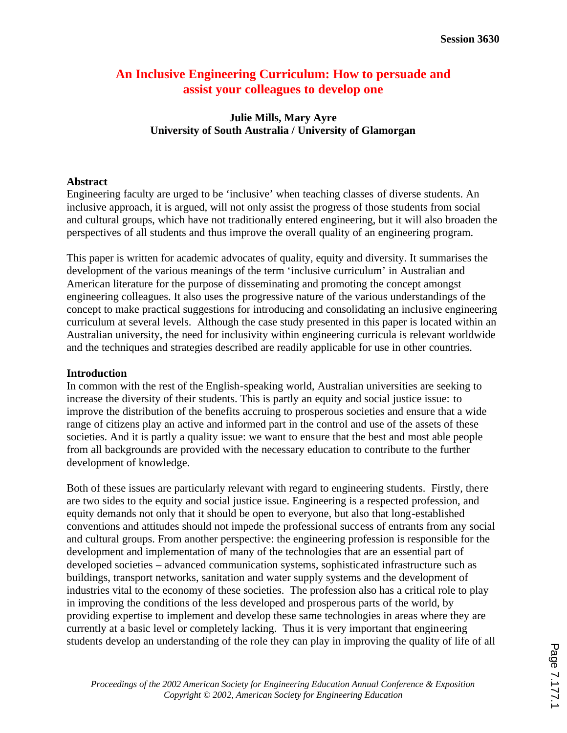# An Inclusive Engineering Curriculum: How to persuade and assist your colleagues to develop one

**Julie Mills, Mary Ayre**
**University of South Australia / University of Glamorgan**

## Abstract

Engineering faculty are urged to be 'inclusive' when teaching classes of diverse students. An inclusive approach, it is argued, will not only assist the progress of those students from social and cultural groups, which have not traditionally entered engineering, but it will also broaden the perspectives of all students and thus improve the overall quality of an engineering program.

This paper is written for academic advocates of quality, equity and diversity. It summarises the development of the various meanings of the term 'inclusive curriculum' in Australian and American literature for the purpose of disseminating and promoting the concept amongst engineering colleagues. It also uses the progressive nature of the various understandings of the concept to make practical suggestions for introducing and consolidating an inclusive engineering curriculum at several levels. Although the case study presented in this paper is located within an Australian university, the need for inclusivity within engineering curricula is relevant worldwide and the techniques and strategies described are readily applicable for use in other countries.

## Introduction

In common with the rest of the English-speaking world, Australian universities are seeking to increase the diversity of their students. This is partly an equity and social justice issue: to improve the distribution of the benefits accruing to prosperous societies and ensure that a wide range of citizens play an active and informed part in the control and use of the assets of these societies. And it is partly a quality issue: we want to ensure that the best and most able people from all backgrounds are provided with the necessary education to contribute to the further development of knowledge.

Both of these issues are particularly relevant with regard to engineering students. Firstly, there are two sides to the equity and social justice issue. Engineering is a respected profession, and equity demands not only that it should be open to everyone, but also that long-established conventions and attitudes should not impede the professional success of entrants from any social and cultural groups. From another perspective: the engineering profession is responsible for the development and implementation of many of the technologies that are an essential part of developed societies – advanced communication systems, sophisticated infrastructure such as buildings, transport networks, sanitation and water supply systems and the development of industries vital to the economy of these societies. The profession also has a critical role to play in improving the conditions of the less developed and prosperous parts of the world, by providing expertise to implement and develop these same technologies in areas where they are currently at a basic level or completely lacking. Thus it is very important that engineering students develop an understanding of the role they can play in improving the quality of life of all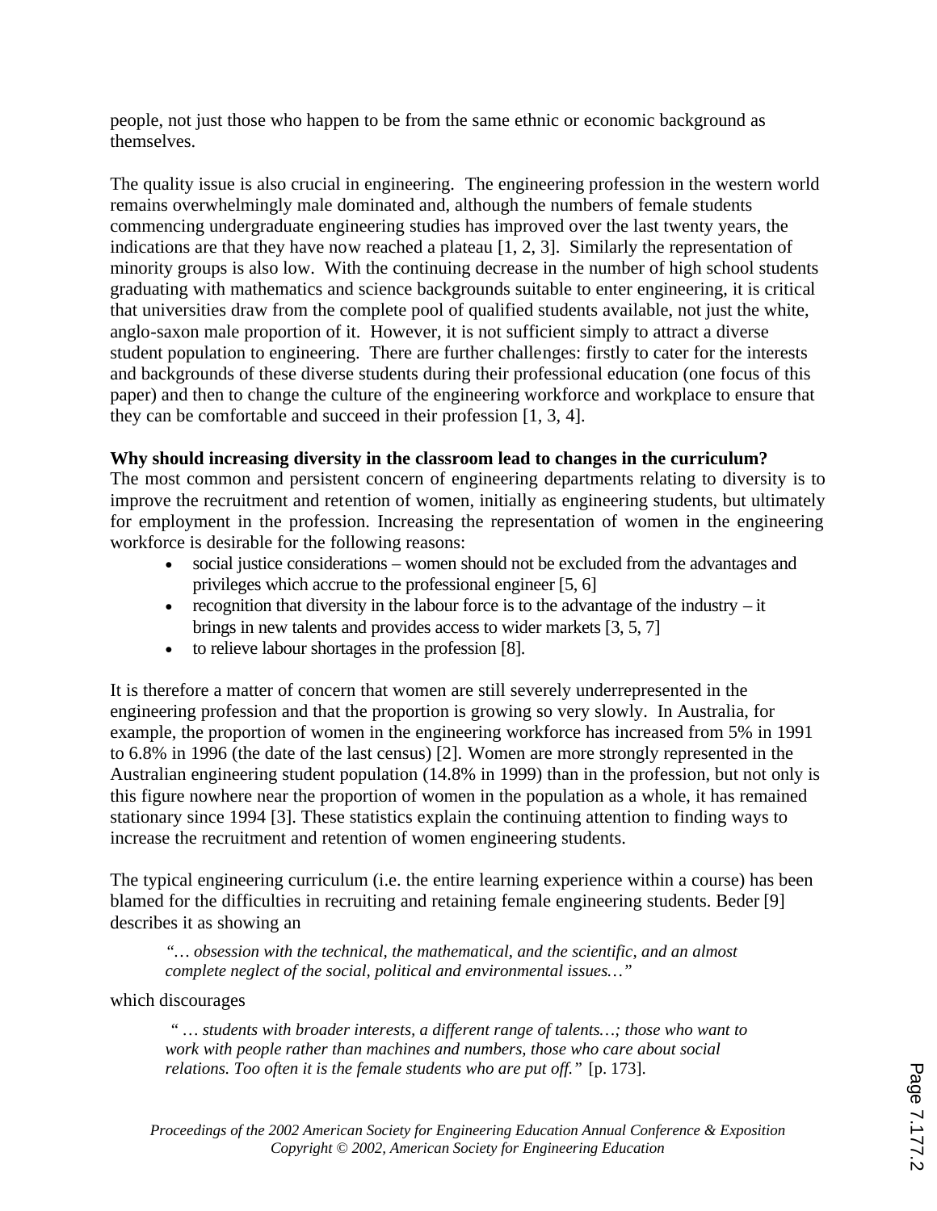people, not just those who happen to be from the same ethnic or economic background as themselves.

The quality issue is also crucial in engineering. The engineering profession in the western world remains overwhelmingly male dominated and, although the numbers of female students commencing undergraduate engineering studies has improved over the last twenty years, the indications are that they have now reached a plateau [1, 2, 3]. Similarly the representation of minority groups is also low. With the continuing decrease in the number of high school students graduating with mathematics and science backgrounds suitable to enter engineering, it is critical that universities draw from the complete pool of qualified students available, not just the white, anglo-saxon male proportion of it. However, it is not sufficient simply to attract a diverse student population to engineering. There are further challenges: firstly to cater for the interests and backgrounds of these diverse students during their professional education (one focus of this paper) and then to change the culture of the engineering workforce and workplace to ensure that they can be comfortable and succeed in their profession [1, 3, 4].

**Why should increasing diversity in the classroom lead to changes in the curriculum?**

The most common and persistent concern of engineering departments relating to diversity is to improve the recruitment and retention of women, initially as engineering students, but ultimately for employment in the profession. Increasing the representation of women in the engineering workforce is desirable for the following reasons:

- social justice considerations – women should not be excluded from the advantages and privileges which accrue to the professional engineer [5, 6]
- recognition that diversity in the labour force is to the advantage of the industry – it brings in new talents and provides access to wider markets [3, 5, 7]
- to relieve labour shortages in the profession [8].

It is therefore a matter of concern that women are still severely underrepresented in the engineering profession and that the proportion is growing so very slowly. In Australia, for example, the proportion of women in the engineering workforce has increased from 5% in 1991 to 6.8% in 1996 (the date of the last census) [2]. Women are more strongly represented in the Australian engineering student population (14.8% in 1999) than in the profession, but not only is this figure nowhere near the proportion of women in the population as a whole, it has remained stationary since 1994 [3]. These statistics explain the continuing attention to finding ways to increase the recruitment and retention of women engineering students.

The typical engineering curriculum (i.e. the entire learning experience within a course) has been blamed for the difficulties in recruiting and retaining female engineering students. Beder [9] describes it as showing an

> *"… obsession with the technical, the mathematical, and the scientific, and an almost complete neglect of the social, political and environmental issues…"*

which discourages

> *" … students with broader interests, a different range of talents…; those who want to work with people rather than machines and numbers, those who care about social relations. Too often it is the female students who are put off."* [p. 173].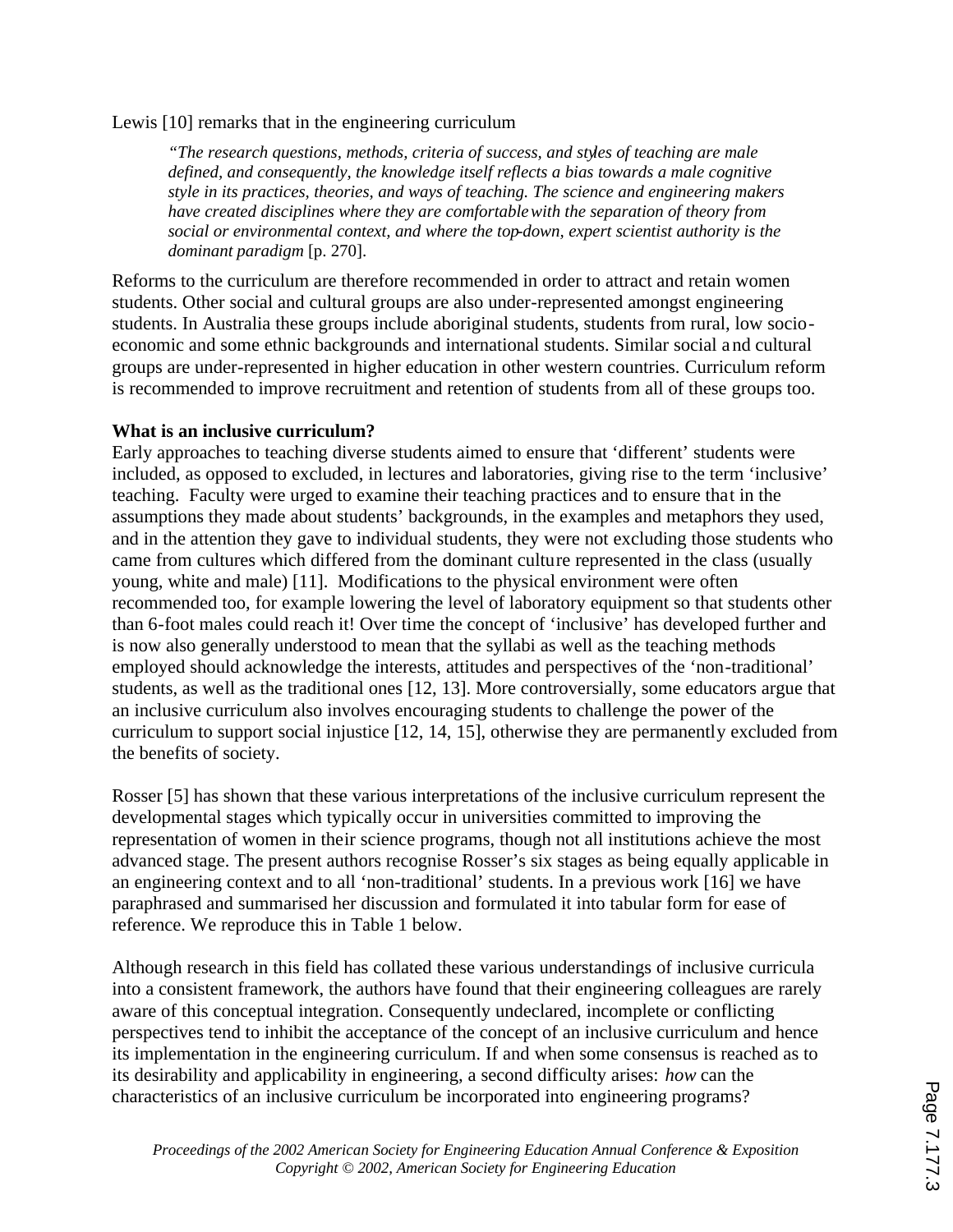Lewis [10] remarks that in the engineering curriculum

> *"The research questions, methods, criteria of success, and styles of teaching are male defined, and consequently, the knowledge itself reflects a bias towards a male cognitive style in its practices, theories, and ways of teaching. The science and engineering makers have created disciplines where they are comfortable with the separation of theory from social or environmental context, and where the top-down, expert scientist authority is the dominant paradigm* [p. 270].

Reforms to the curriculum are therefore recommended in order to attract and retain women students. Other social and cultural groups are also under-represented amongst engineering students. In Australia these groups include aboriginal students, students from rural, low socio-economic and some ethnic backgrounds and international students. Similar social and cultural groups are under-represented in higher education in other western countries. Curriculum reform is recommended to improve recruitment and retention of students from all of these groups too.

**What is an inclusive curriculum?**

Early approaches to teaching diverse students aimed to ensure that 'different' students were included, as opposed to excluded, in lectures and laboratories, giving rise to the term 'inclusive' teaching. Faculty were urged to examine their teaching practices and to ensure that in the assumptions they made about students' backgrounds, in the examples and metaphors they used, and in the attention they gave to individual students, they were not excluding those students who came from cultures which differed from the dominant culture represented in the class (usually young, white and male) [11]. Modifications to the physical environment were often recommended too, for example lowering the level of laboratory equipment so that students other than 6-foot males could reach it! Over time the concept of 'inclusive' has developed further and is now also generally understood to mean that the syllabi as well as the teaching methods employed should acknowledge the interests, attitudes and perspectives of the 'non-traditional' students, as well as the traditional ones [12, 13]. More controversially, some educators argue that an inclusive curriculum also involves encouraging students to challenge the power of the curriculum to support social injustice [12, 14, 15], otherwise they are permanently excluded from the benefits of society.

Rosser [5] has shown that these various interpretations of the inclusive curriculum represent the developmental stages which typically occur in universities committed to improving the representation of women in their science programs, though not all institutions achieve the most advanced stage. The present authors recognise Rosser's six stages as being equally applicable in an engineering context and to all 'non-traditional' students. In a previous work [16] we have paraphrased and summarised her discussion and formulated it into tabular form for ease of reference. We reproduce this in Table 1 below.

Although research in this field has collated these various understandings of inclusive curricula into a consistent framework, the authors have found that their engineering colleagues are rarely aware of this conceptual integration. Consequently undeclared, incomplete or conflicting perspectives tend to inhibit the acceptance of the concept of an inclusive curriculum and hence its implementation in the engineering curriculum. If and when some consensus is reached as to its desirability and applicability in engineering, a second difficulty arises: *how* can the characteristics of an inclusive curriculum be incorporated into engineering programs?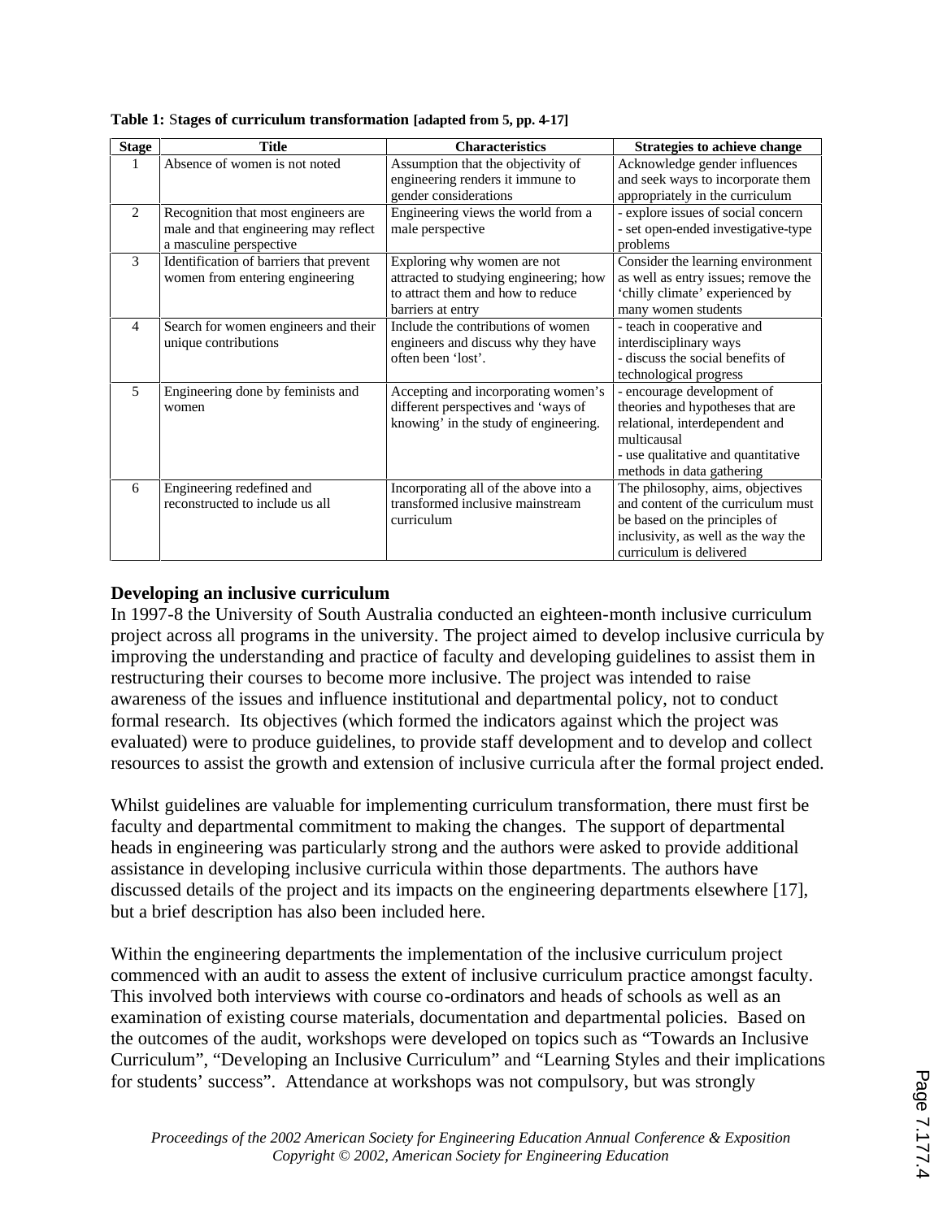**Table 1:** **Stages of curriculum transformation [adapted from 5, pp. 4-17]**

| Stage | Title | Characteristics | Strategies to achieve change |
|---|---|---|---|
| 1 | Absence of women is not noted | Assumption that the objectivity of engineering renders it immune to gender considerations | Acknowledge gender influences and seek ways to incorporate them appropriately in the curriculum |
| 2 | Recognition that most engineers are male and that engineering may reflect a masculine perspective | Engineering views the world from a male perspective | - explore issues of social concern<br>- set open-ended investigative-type problems |
| 3 | Identification of barriers that prevent women from entering engineering | Exploring why women are not attracted to studying engineering; how to attract them and how to reduce barriers at entry | Consider the learning environment as well as entry issues; remove the 'chilly climate' experienced by many women students |
| 4 | Search for women engineers and their unique contributions | Include the contributions of women engineers and discuss why they have often been 'lost'. | - teach in cooperative and interdisciplinary ways<br>- discuss the social benefits of technological progress |
| 5 | Engineering done by feminists and women | Accepting and incorporating women's different perspectives and 'ways of knowing' in the study of engineering. | - encourage development of theories and hypotheses that are relational, interdependent and multicausal<br>- use qualitative and quantitative methods in data gathering |
| 6 | Engineering redefined and reconstructed to include us all | Incorporating all of the above into a transformed inclusive mainstream curriculum | The philosophy, aims, objectives and content of the curriculum must be based on the principles of inclusivity, as well as the way the curriculum is delivered |

## Developing an inclusive curriculum

In 1997-8 the University of South Australia conducted an eighteen-month inclusive curriculum project across all programs in the university. The project aimed to develop inclusive curricula by improving the understanding and practice of faculty and developing guidelines to assist them in restructuring their courses to become more inclusive. The project was intended to raise awareness of the issues and influence institutional and departmental policy, not to conduct formal research. Its objectives (which formed the indicators against which the project was evaluated) were to produce guidelines, to provide staff development and to develop and collect resources to assist the growth and extension of inclusive curricula after the formal project ended.

Whilst guidelines are valuable for implementing curriculum transformation, there must first be faculty and departmental commitment to making the changes. The support of departmental heads in engineering was particularly strong and the authors were asked to provide additional assistance in developing inclusive curricula within those departments. The authors have discussed details of the project and its impacts on the engineering departments elsewhere [17], but a brief description has also been included here.

Within the engineering departments the implementation of the inclusive curriculum project commenced with an audit to assess the extent of inclusive curriculum practice amongst faculty. This involved both interviews with course co-ordinators and heads of schools as well as an examination of existing course materials, documentation and departmental policies. Based on the outcomes of the audit, workshops were developed on topics such as "Towards an Inclusive Curriculum", "Developing an Inclusive Curriculum" and "Learning Styles and their implications for students' success". Attendance at workshops was not compulsory, but was strongly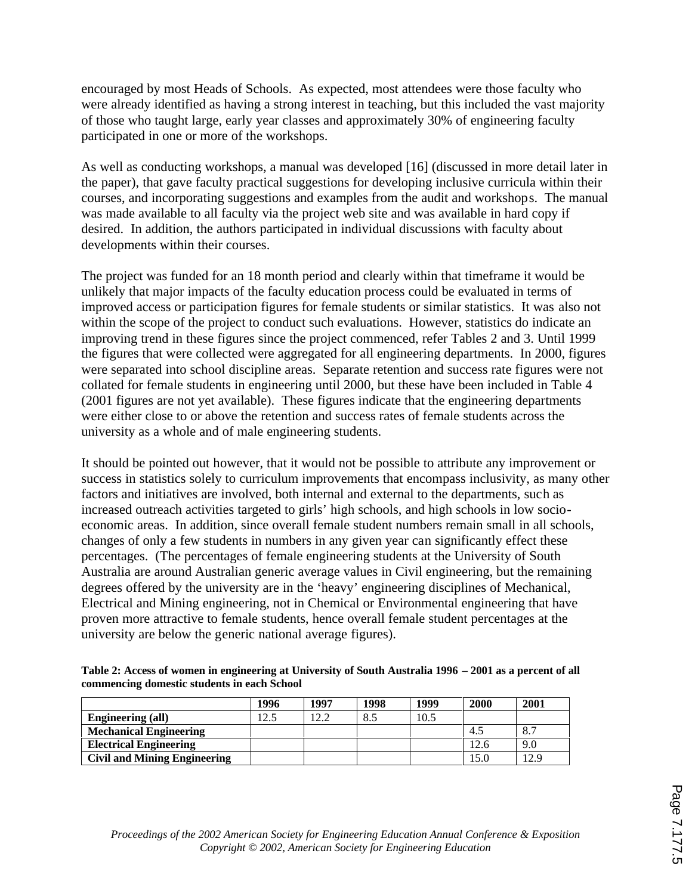encouraged by most Heads of Schools. As expected, most attendees were those faculty who were already identified as having a strong interest in teaching, but this included the vast majority of those who taught large, early year classes and approximately 30% of engineering faculty participated in one or more of the workshops.

As well as conducting workshops, a manual was developed [16] (discussed in more detail later in the paper), that gave faculty practical suggestions for developing inclusive curricula within their courses, and incorporating suggestions and examples from the audit and workshops. The manual was made available to all faculty via the project web site and was available in hard copy if desired. In addition, the authors participated in individual discussions with faculty about developments within their courses.

The project was funded for an 18 month period and clearly within that timeframe it would be unlikely that major impacts of the faculty education process could be evaluated in terms of improved access or participation figures for female students or similar statistics. It was also not within the scope of the project to conduct such evaluations. However, statistics do indicate an improving trend in these figures since the project commenced, refer Tables 2 and 3. Until 1999 the figures that were collected were aggregated for all engineering departments. In 2000, figures were separated into school discipline areas. Separate retention and success rate figures were not collated for female students in engineering until 2000, but these have been included in Table 4 (2001 figures are not yet available). These figures indicate that the engineering departments were either close to or above the retention and success rates of female students across the university as a whole and of male engineering students.

It should be pointed out however, that it would not be possible to attribute any improvement or success in statistics solely to curriculum improvements that encompass inclusivity, as many other factors and initiatives are involved, both internal and external to the departments, such as increased outreach activities targeted to girls' high schools, and high schools in low socio-economic areas. In addition, since overall female student numbers remain small in all schools, changes of only a few students in numbers in any given year can significantly effect these percentages. (The percentages of female engineering students at the University of South Australia are around Australian generic average values in Civil engineering, but the remaining degrees offered by the university are in the 'heavy' engineering disciplines of Mechanical, Electrical and Mining engineering, not in Chemical or Environmental engineering that have proven more attractive to female students, hence overall female student percentages at the university are below the generic national average figures).

**Table 2: Access of women in engineering at University of South Australia 1996 – 2001 as a percent of all commencing domestic students in each School**

| | 1996 | 1997 | 1998 | 1999 | 2000 | 2001 |
|---|---|---|---|---|---|---|
| **Engineering (all)** | 12.5 | 12.2 | 8.5 | 10.5 | | |
| **Mechanical Engineering** | | | | | 4.5 | 8.7 |
| **Electrical Engineering** | | | | | 12.6 | 9.0 |
| **Civil and Mining Engineering** | | | | | 15.0 | 12.9 |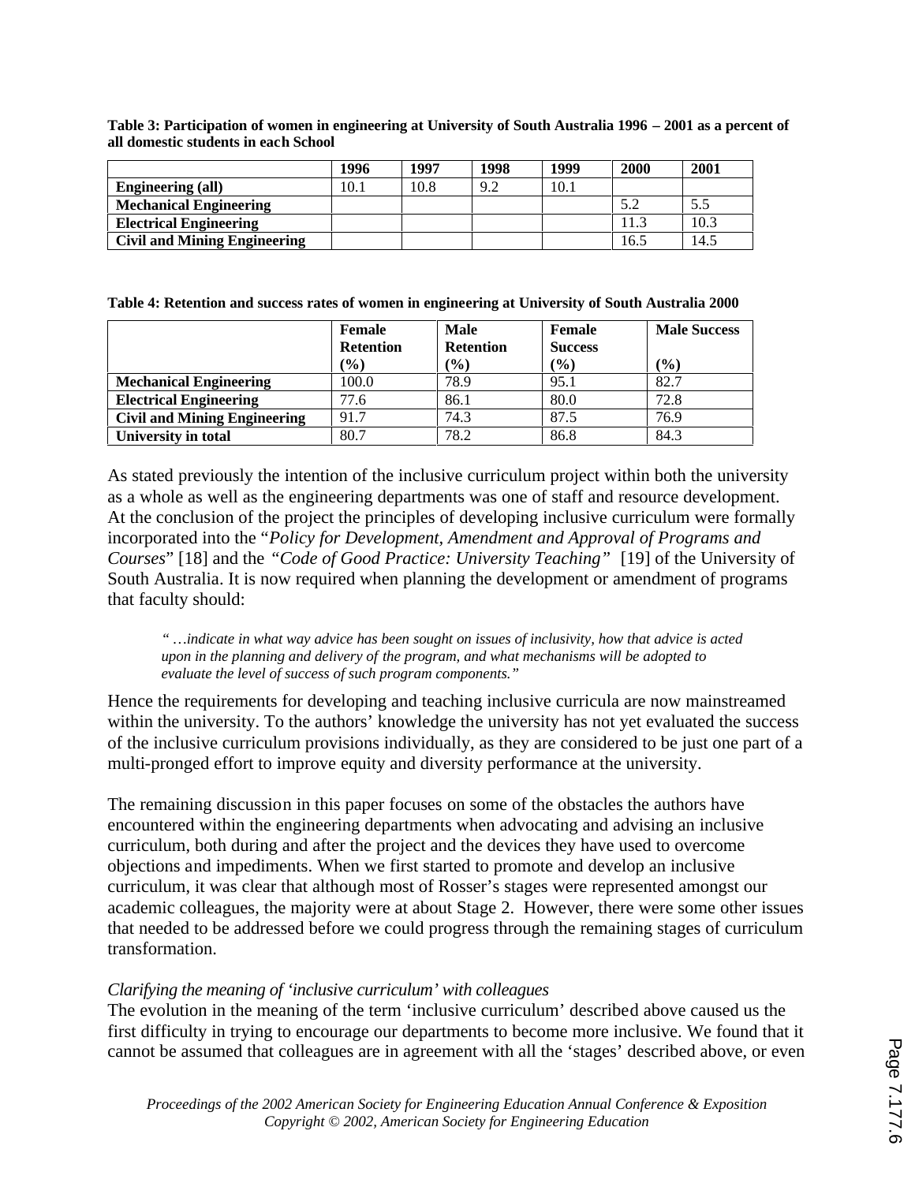**Table 3: Participation of women in engineering at University of South Australia 1996 – 2001 as a percent of all domestic students in each School**

| | 1996 | 1997 | 1998 | 1999 | 2000 | 2001 |
|---|---|---|---|---|---|---|
| **Engineering (all)** | 10.1 | 10.8 | 9.2 | 10.1 | | |
| **Mechanical Engineering** | | | | | 5.2 | 5.5 |
| **Electrical Engineering** | | | | | 11.3 | 10.3 |
| **Civil and Mining Engineering** | | | | | 16.5 | 14.5 |

**Table 4: Retention and success rates of women in engineering at University of South Australia 2000**

| | Female Retention (%) | Male Retention (%) | Female Success (%) | Male Success (%) |
|---|---|---|---|---|
| **Mechanical Engineering** | 100.0 | 78.9 | 95.1 | 82.7 |
| **Electrical Engineering** | 77.6 | 86.1 | 80.0 | 72.8 |
| **Civil and Mining Engineering** | 91.7 | 74.3 | 87.5 | 76.9 |
| **University in total** | 80.7 | 78.2 | 86.8 | 84.3 |

As stated previously the intention of the inclusive curriculum project within both the university as a whole as well as the engineering departments was one of staff and resource development. At the conclusion of the project the principles of developing inclusive curriculum were formally incorporated into the "*Policy for Development, Amendment and Approval of Programs and Courses*" [18] and the *"Code of Good Practice: University Teaching"* [19] of the University of South Australia. It is now required when planning the development or amendment of programs that faculty should:

> *" …indicate in what way advice has been sought on issues of inclusivity, how that advice is acted upon in the planning and delivery of the program, and what mechanisms will be adopted to evaluate the level of success of such program components."*

Hence the requirements for developing and teaching inclusive curricula are now mainstreamed within the university. To the authors' knowledge the university has not yet evaluated the success of the inclusive curriculum provisions individually, as they are considered to be just one part of a multi-pronged effort to improve equity and diversity performance at the university.

The remaining discussion in this paper focuses on some of the obstacles the authors have encountered within the engineering departments when advocating and advising an inclusive curriculum, both during and after the project and the devices they have used to overcome objections and impediments. When we first started to promote and develop an inclusive curriculum, it was clear that although most of Rosser's stages were represented amongst our academic colleagues, the majority were at about Stage 2. However, there were some other issues that needed to be addressed before we could progress through the remaining stages of curriculum transformation.

*Clarifying the meaning of 'inclusive curriculum' with colleagues*

The evolution in the meaning of the term 'inclusive curriculum' described above caused us the first difficulty in trying to encourage our departments to become more inclusive. We found that it cannot be assumed that colleagues are in agreement with all the 'stages' described above, or even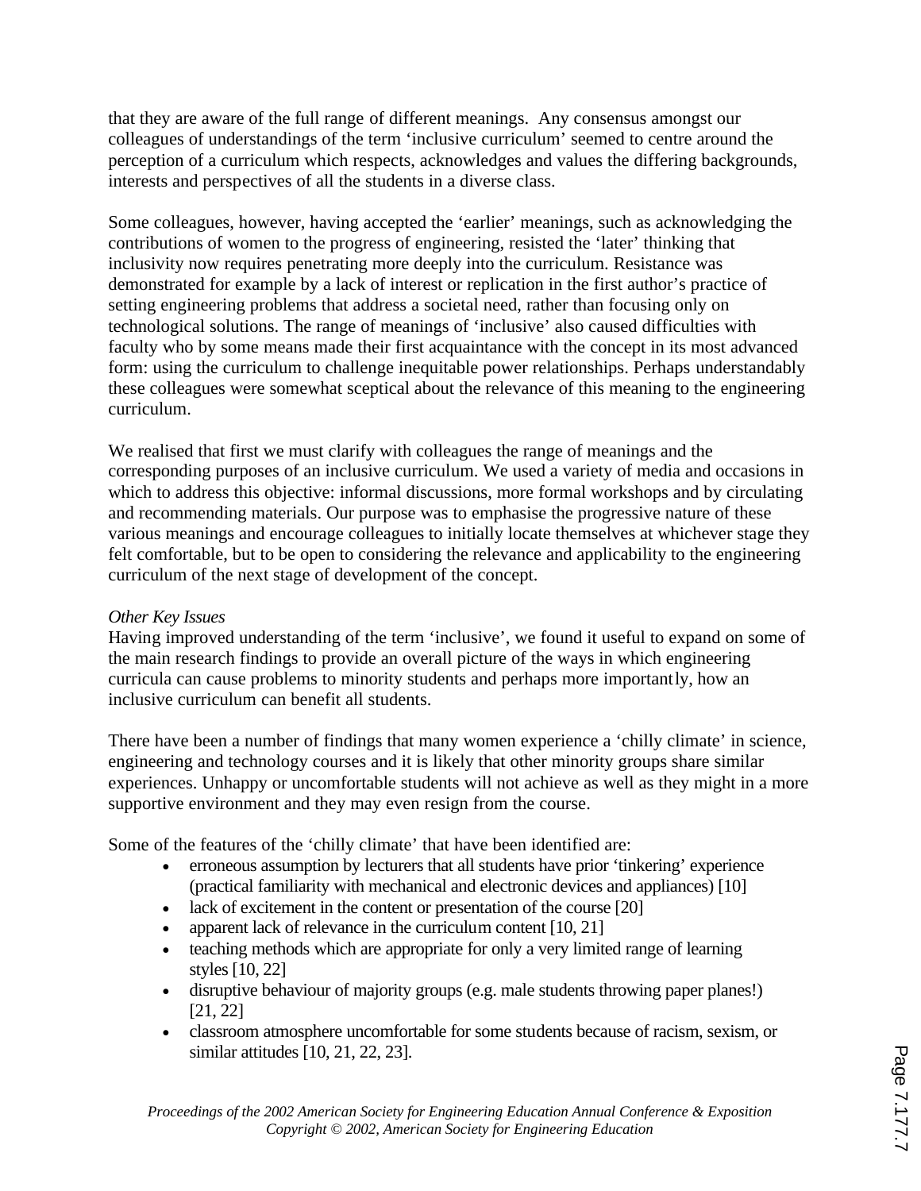that they are aware of the full range of different meanings. Any consensus amongst our colleagues of understandings of the term 'inclusive curriculum' seemed to centre around the perception of a curriculum which respects, acknowledges and values the differing backgrounds, interests and perspectives of all the students in a diverse class.

Some colleagues, however, having accepted the 'earlier' meanings, such as acknowledging the contributions of women to the progress of engineering, resisted the 'later' thinking that inclusivity now requires penetrating more deeply into the curriculum. Resistance was demonstrated for example by a lack of interest or replication in the first author's practice of setting engineering problems that address a societal need, rather than focusing only on technological solutions. The range of meanings of 'inclusive' also caused difficulties with faculty who by some means made their first acquaintance with the concept in its most advanced form: using the curriculum to challenge inequitable power relationships. Perhaps understandably these colleagues were somewhat sceptical about the relevance of this meaning to the engineering curriculum.

We realised that first we must clarify with colleagues the range of meanings and the corresponding purposes of an inclusive curriculum. We used a variety of media and occasions in which to address this objective: informal discussions, more formal workshops and by circulating and recommending materials. Our purpose was to emphasise the progressive nature of these various meanings and encourage colleagues to initially locate themselves at whichever stage they felt comfortable, but to be open to considering the relevance and applicability to the engineering curriculum of the next stage of development of the concept.

*Other Key Issues*

Having improved understanding of the term 'inclusive', we found it useful to expand on some of the main research findings to provide an overall picture of the ways in which engineering curricula can cause problems to minority students and perhaps more importantly, how an inclusive curriculum can benefit all students.

There have been a number of findings that many women experience a 'chilly climate' in science, engineering and technology courses and it is likely that other minority groups share similar experiences. Unhappy or uncomfortable students will not achieve as well as they might in a more supportive environment and they may even resign from the course.

Some of the features of the 'chilly climate' that have been identified are:

- erroneous assumption by lecturers that all students have prior 'tinkering' experience (practical familiarity with mechanical and electronic devices and appliances) [10]
- lack of excitement in the content or presentation of the course [20]
- apparent lack of relevance in the curriculum content [10, 21]
- teaching methods which are appropriate for only a very limited range of learning styles [10, 22]
- disruptive behaviour of majority groups (e.g. male students throwing paper planes!) [21, 22]
- classroom atmosphere uncomfortable for some students because of racism, sexism, or similar attitudes [10, 21, 22, 23].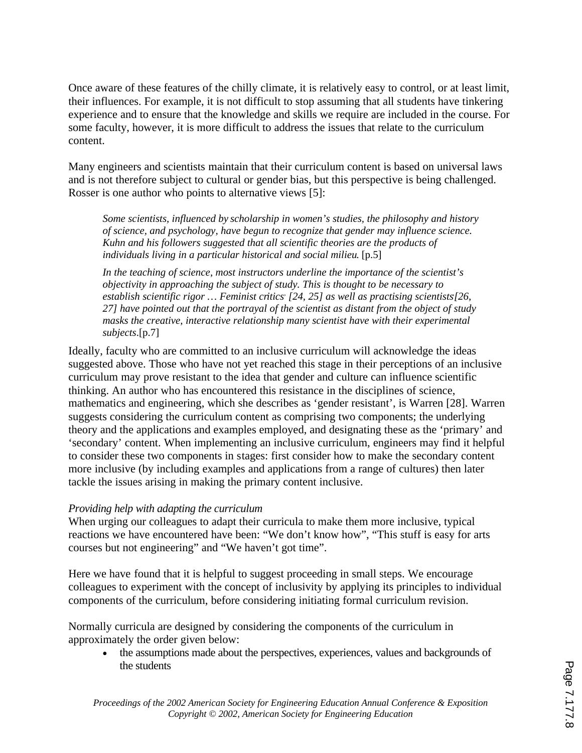Once aware of these features of the chilly climate, it is relatively easy to control, or at least limit, their influences. For example, it is not difficult to stop assuming that all students have tinkering experience and to ensure that the knowledge and skills we require are included in the course. For some faculty, however, it is more difficult to address the issues that relate to the curriculum content.

Many engineers and scientists maintain that their curriculum content is based on universal laws and is not therefore subject to cultural or gender bias, but this perspective is being challenged. Rosser is one author who points to alternative views [5]:

> *Some scientists, influenced by scholarship in women's studies, the philosophy and history of science, and psychology, have begun to recognize that gender may influence science. Kuhn and his followers suggested that all scientific theories are the products of individuals living in a particular historical and social milieu.* [p.5]
>
> *In the teaching of science, most instructors underline the importance of the scientist's objectivity in approaching the subject of study. This is thought to be necessary to establish scientific rigor … Feminist critics [24, 25] as well as practising scientists[26, 27] have pointed out that the portrayal of the scientist as distant from the object of study masks the creative, interactive relationship many scientist have with their experimental subjects*.[p.7]

Ideally, faculty who are committed to an inclusive curriculum will acknowledge the ideas suggested above. Those who have not yet reached this stage in their perceptions of an inclusive curriculum may prove resistant to the idea that gender and culture can influence scientific thinking. An author who has encountered this resistance in the disciplines of science, mathematics and engineering, which she describes as 'gender resistant', is Warren [28]. Warren suggests considering the curriculum content as comprising two components; the underlying theory and the applications and examples employed, and designating these as the 'primary' and 'secondary' content. When implementing an inclusive curriculum, engineers may find it helpful to consider these two components in stages: first consider how to make the secondary content more inclusive (by including examples and applications from a range of cultures) then later tackle the issues arising in making the primary content inclusive.

*Providing help with adapting the curriculum*

When urging our colleagues to adapt their curricula to make them more inclusive, typical reactions we have encountered have been: "We don't know how", "This stuff is easy for arts courses but not engineering" and "We haven't got time".

Here we have found that it is helpful to suggest proceeding in small steps. We encourage colleagues to experiment with the concept of inclusivity by applying its principles to individual components of the curriculum, before considering initiating formal curriculum revision.

Normally curricula are designed by considering the components of the curriculum in approximately the order given below:

- the assumptions made about the perspectives, experiences, values and backgrounds of the students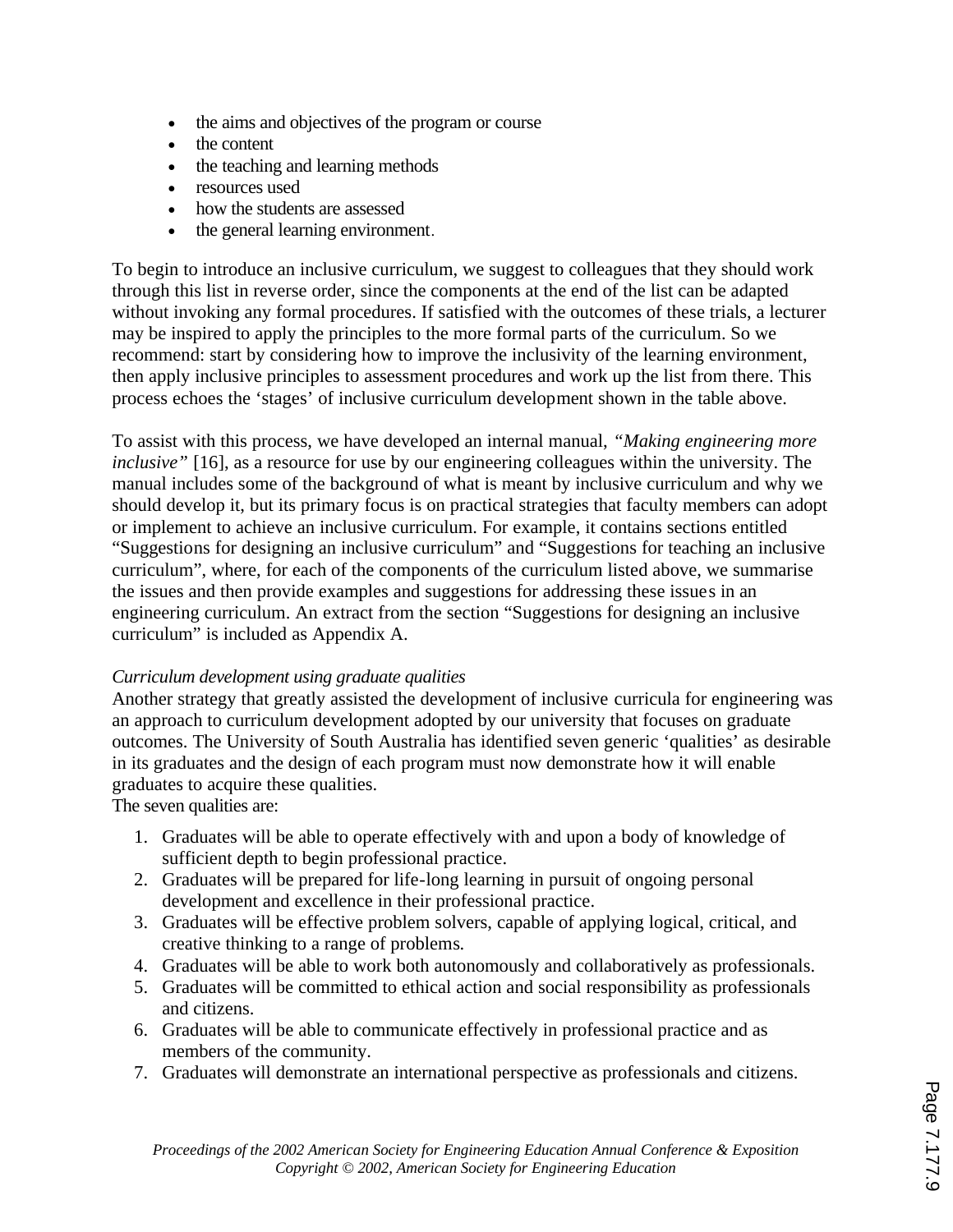- the aims and objectives of the program or course
- the content
- the teaching and learning methods
- resources used
- how the students are assessed
- the general learning environment.

To begin to introduce an inclusive curriculum, we suggest to colleagues that they should work through this list in reverse order, since the components at the end of the list can be adapted without invoking any formal procedures. If satisfied with the outcomes of these trials, a lecturer may be inspired to apply the principles to the more formal parts of the curriculum. So we recommend: start by considering how to improve the inclusivity of the learning environment, then apply inclusive principles to assessment procedures and work up the list from there. This process echoes the 'stages' of inclusive curriculum development shown in the table above.

To assist with this process, we have developed an internal manual, *"Making engineering more inclusive"* [16], as a resource for use by our engineering colleagues within the university. The manual includes some of the background of what is meant by inclusive curriculum and why we should develop it, but its primary focus is on practical strategies that faculty members can adopt or implement to achieve an inclusive curriculum. For example, it contains sections entitled "Suggestions for designing an inclusive curriculum" and "Suggestions for teaching an inclusive curriculum", where, for each of the components of the curriculum listed above, we summarise the issues and then provide examples and suggestions for addressing these issues in an engineering curriculum. An extract from the section "Suggestions for designing an inclusive curriculum" is included as Appendix A.

*Curriculum development using graduate qualities*

Another strategy that greatly assisted the development of inclusive curricula for engineering was an approach to curriculum development adopted by our university that focuses on graduate outcomes. The University of South Australia has identified seven generic 'qualities' as desirable in its graduates and the design of each program must now demonstrate how it will enable graduates to acquire these qualities.

The seven qualities are:

1. Graduates will be able to operate effectively with and upon a body of knowledge of sufficient depth to begin professional practice.
2. Graduates will be prepared for life-long learning in pursuit of ongoing personal development and excellence in their professional practice.
3. Graduates will be effective problem solvers, capable of applying logical, critical, and creative thinking to a range of problems.
4. Graduates will be able to work both autonomously and collaboratively as professionals.
5. Graduates will be committed to ethical action and social responsibility as professionals and citizens.
6. Graduates will be able to communicate effectively in professional practice and as members of the community.
7. Graduates will demonstrate an international perspective as professionals and citizens.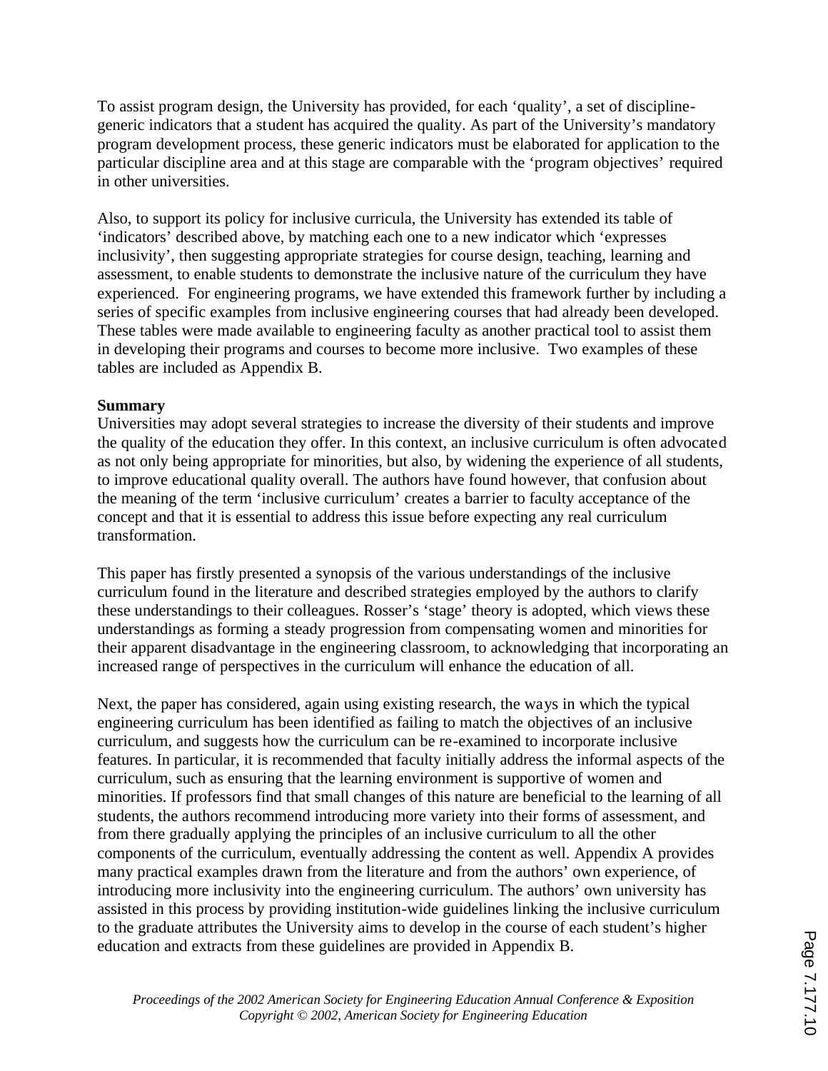To assist program design, the University has provided, for each 'quality', a set of discipline-generic indicators that a student has acquired the quality. As part of the University's mandatory program development process, these generic indicators must be elaborated for application to the particular discipline area and at this stage are comparable with the 'program objectives' required in other universities.

Also, to support its policy for inclusive curricula, the University has extended its table of 'indicators' described above, by matching each one to a new indicator which 'expresses inclusivity', then suggesting appropriate strategies for course design, teaching, learning and assessment, to enable students to demonstrate the inclusive nature of the curriculum they have experienced. For engineering programs, we have extended this framework further by including a series of specific examples from inclusive engineering courses that had already been developed. These tables were made available to engineering faculty as another practical tool to assist them in developing their programs and courses to become more inclusive. Two examples of these tables are included as Appendix B.

**Summary**

Universities may adopt several strategies to increase the diversity of their students and improve the quality of the education they offer. In this context, an inclusive curriculum is often advocated as not only being appropriate for minorities, but also, by widening the experience of all students, to improve educational quality overall. The authors have found however, that confusion about the meaning of the term 'inclusive curriculum' creates a barrier to faculty acceptance of the concept and that it is essential to address this issue before expecting any real curriculum transformation.

This paper has firstly presented a synopsis of the various understandings of the inclusive curriculum found in the literature and described strategies employed by the authors to clarify these understandings to their colleagues. Rosser's 'stage' theory is adopted, which views these understandings as forming a steady progression from compensating women and minorities for their apparent disadvantage in the engineering classroom, to acknowledging that incorporating an increased range of perspectives in the curriculum will enhance the education of all.

Next, the paper has considered, again using existing research, the ways in which the typical engineering curriculum has been identified as failing to match the objectives of an inclusive curriculum, and suggests how the curriculum can be re-examined to incorporate inclusive features. In particular, it is recommended that faculty initially address the informal aspects of the curriculum, such as ensuring that the learning environment is supportive of women and minorities. If professors find that small changes of this nature are beneficial to the learning of all students, the authors recommend introducing more variety into their forms of assessment, and from there gradually applying the principles of an inclusive curriculum to all the other components of the curriculum, eventually addressing the content as well. Appendix A provides many practical examples drawn from the literature and from the authors' own experience, of introducing more inclusivity into the engineering curriculum. The authors' own university has assisted in this process by providing institution-wide guidelines linking the inclusive curriculum to the graduate attributes the University aims to develop in the course of each student's higher education and extracts from these guidelines are provided in Appendix B.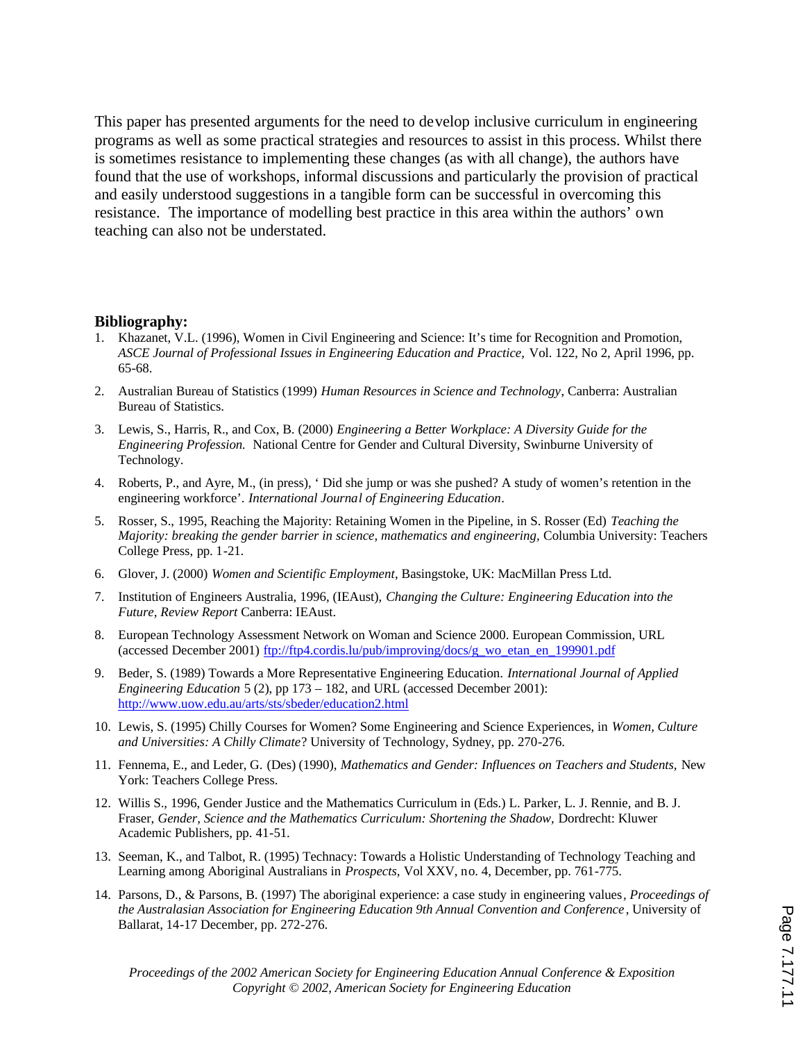This paper has presented arguments for the need to develop inclusive curriculum in engineering programs as well as some practical strategies and resources to assist in this process. Whilst there is sometimes resistance to implementing these changes (as with all change), the authors have found that the use of workshops, informal discussions and particularly the provision of practical and easily understood suggestions in a tangible form can be successful in overcoming this resistance. The importance of modelling best practice in this area within the authors' own teaching can also not be understated.

**Bibliography:**

1. Khazanet, V.L. (1996), Women in Civil Engineering and Science: It's time for Recognition and Promotion, *ASCE Journal of Professional Issues in Engineering Education and Practice,* Vol. 122, No 2, April 1996, pp. 65-68.
2. Australian Bureau of Statistics (1999) *Human Resources in Science and Technology*, Canberra: Australian Bureau of Statistics.
3. Lewis, S., Harris, R., and Cox, B. (2000) *Engineering a Better Workplace: A Diversity Guide for the Engineering Profession.* National Centre for Gender and Cultural Diversity, Swinburne University of Technology.
4. Roberts, P., and Ayre, M., (in press), ' Did she jump or was she pushed? A study of women's retention in the engineering workforce'. *International Journal of Engineering Education*.
5. Rosser, S., 1995, Reaching the Majority: Retaining Women in the Pipeline, in S. Rosser (Ed) *Teaching the Majority: breaking the gender barrier in science, mathematics and engineering,* Columbia University: Teachers College Press, pp. 1-21.
6. Glover, J. (2000) *Women and Scientific Employment*, Basingstoke, UK: MacMillan Press Ltd.
7. Institution of Engineers Australia, 1996, (IEAust), *Changing the Culture: Engineering Education into the Future, Review Report* Canberra: IEAust.
8. European Technology Assessment Network on Woman and Science 2000. European Commission, URL (accessed December 2001) ftp://ftp4.cordis.lu/pub/improving/docs/g_wo_etan_en_199901.pdf
9. Beder, S. (1989) Towards a More Representative Engineering Education. *International Journal of Applied Engineering Education* 5 (2), pp 173 – 182, and URL (accessed December 2001): http://www.uow.edu.au/arts/sts/sbeder/education2.html
10. Lewis, S. (1995) Chilly Courses for Women? Some Engineering and Science Experiences, in *Women, Culture and Universities: A Chilly Climate*? University of Technology, Sydney, pp. 270-276.
11. Fennema, E., and Leder, G. (Des) (1990), *Mathematics and Gender: Influences on Teachers and Students,* New York: Teachers College Press.
12. Willis S., 1996, Gender Justice and the Mathematics Curriculum in (Eds.) L. Parker, L. J. Rennie, and B. J. Fraser, *Gender, Science and the Mathematics Curriculum: Shortening the Shadow,* Dordrecht: Kluwer Academic Publishers, pp. 41-51.
13. Seeman, K., and Talbot, R. (1995) Technacy: Towards a Holistic Understanding of Technology Teaching and Learning among Aboriginal Australians in *Prospects,* Vol XXV, no. 4, December, pp. 761-775.
14. Parsons, D., & Parsons, B. (1997) The aboriginal experience: a case study in engineering values, *Proceedings of the Australasian Association for Engineering Education 9th Annual Convention and Conference*, University of Ballarat, 14-17 December, pp. 272-276.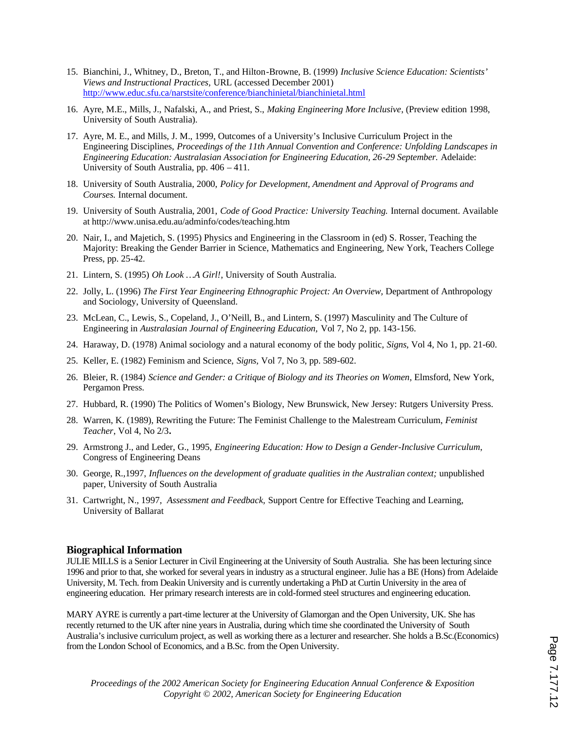15. Bianchini, J., Whitney, D., Breton, T., and Hilton-Browne, B. (1999) *Inclusive Science Education: Scientists' Views and Instructional Practices*, URL (accessed December 2001) http://www.educ.sfu.ca/narstsite/conference/bianchinietal/bianchinietal.html

16. Ayre, M.E., Mills, J., Nafalski, A., and Priest, S., *Making Engineering More Inclusive*, (Preview edition 1998, University of South Australia).

17. Ayre, M. E., and Mills, J. M., 1999, Outcomes of a University's Inclusive Curriculum Project in the Engineering Disciplines, *Proceedings of the 11th Annual Convention and Conference: Unfolding Landscapes in Engineering Education: Australasian Association for Engineering Education, 26-29 September.* Adelaide: University of South Australia, pp. 406 – 411.

18. University of South Australia, 2000, *Policy for Development, Amendment and Approval of Programs and Courses.* Internal document.

19. University of South Australia, 2001, *Code of Good Practice: University Teaching.* Internal document. Available at http://www.unisa.edu.au/adminfo/codes/teaching.htm

20. Nair, I., and Majetich, S. (1995) Physics and Engineering in the Classroom in (ed) S. Rosser, Teaching the Majority: Breaking the Gender Barrier in Science, Mathematics and Engineering, New York, Teachers College Press, pp. 25-42.

21. Lintern, S. (1995) *Oh Look …A Girl!*, University of South Australia.

22. Jolly, L. (1996) *The First Year Engineering Ethnographic Project: An Overview,* Department of Anthropology and Sociology, University of Queensland.

23. McLean, C., Lewis, S., Copeland, J., O'Neill, B., and Lintern, S. (1997) Masculinity and The Culture of Engineering in *Australasian Journal of Engineering Education,* Vol 7, No 2, pp. 143-156.

24. Haraway, D. (1978) Animal sociology and a natural economy of the body politic, *Signs*, Vol 4, No 1, pp. 21-60.

25. Keller, E. (1982) Feminism and Science, *Signs,* Vol 7, No 3, pp. 589-602.

26. Bleier, R. (1984) *Science and Gender: a Critique of Biology and its Theories on Women*, Elmsford, New York, Pergamon Press.

27. Hubbard, R. (1990) The Politics of Women's Biology, New Brunswick, New Jersey: Rutgers University Press.

28. Warren, K. (1989), Rewriting the Future: The Feminist Challenge to the Malestream Curriculum, *Feminist Teacher*, Vol 4, No 2/3**.**

29. Armstrong J., and Leder, G., 1995, *Engineering Education: How to Design a Gender-Inclusive Curriculum*, Congress of Engineering Deans

30. George, R.,1997, *Influences on the development of graduate qualities in the Australian context;* unpublished paper, University of South Australia

31. Cartwright, N., 1997, *Assessment and Feedback,* Support Centre for Effective Teaching and Learning, University of Ballarat

## Biographical Information

JULIE MILLS is a Senior Lecturer in Civil Engineering at the University of South Australia. She has been lecturing since 1996 and prior to that, she worked for several years in industry as a structural engineer. Julie has a BE (Hons) from Adelaide University, M. Tech. from Deakin University and is currently undertaking a PhD at Curtin University in the area of engineering education. Her primary research interests are in cold-formed steel structures and engineering education.

MARY AYRE is currently a part-time lecturer at the University of Glamorgan and the Open University, UK. She has recently returned to the UK after nine years in Australia, during which time she coordinated the University of South Australia's inclusive curriculum project, as well as working there as a lecturer and researcher. She holds a B.Sc.(Economics) from the London School of Economics, and a B.Sc. from the Open University.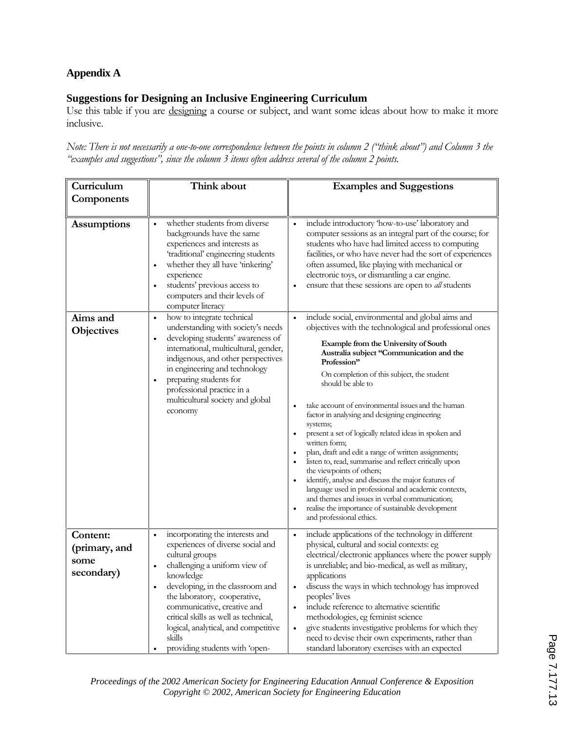## Appendix A

### Suggestions for Designing an Inclusive Engineering Curriculum

Use this table if you are designing a course or subject, and want some ideas about how to make it more inclusive.

*Note: There is not necessarily a one-to-one correspondence between the points in column 2 ("think about") and Column 3 the "examples and suggestions", since the column 3 items often address several of the column 2 points.*

| Curriculum Components | Think about | Examples and Suggestions |
|---|---|---|
| **Assumptions** | • whether students from diverse backgrounds have the same experiences and interests as 'traditional' engineering students<br>• whether they all have 'tinkering' experience<br>• students' previous access to computers and their levels of computer literacy | • include introductory 'how-to-use' laboratory and computer sessions as an integral part of the course; for students who have had limited access to computing facilities, or who have never had the sort of experiences often assumed, like playing with mechanical or electronic toys, or dismantling a car engine.<br>• ensure that these sessions are open to *all* students |
| **Aims and Objectives** | • how to integrate technical understanding with society's needs<br>• developing students' awareness of international, multicultural, gender, indigenous, and other perspectives in engineering and technology<br>• preparing students for professional practice in a multicultural society and global economy | • include social, environmental and global aims and objectives with the technological and professional ones<br>**Example from the University of South Australia subject "Communication and the Profession"**<br>On completion of this subject, the student should be able to<br>• take account of environmental issues and the human factor in analysing and designing engineering systems;<br>• present a set of logically related ideas in spoken and written form;<br>• plan, draft and edit a range of written assignments;<br>• listen to, read, summarise and reflect critically upon the viewpoints of others;<br>• identify, analyse and discuss the major features of language used in professional and academic contexts, and themes and issues in verbal communication;<br>• realise the importance of sustainable development and professional ethics. |
| **Content: (primary, and some secondary)** | • incorporating the interests and experiences of diverse social and cultural groups<br>• challenging a uniform view of knowledge<br>• developing, in the classroom and the laboratory, cooperative, communicative, creative and critical skills as well as technical, logical, analytical, and competitive skills<br>• providing students with 'open- | • include applications of the technology in different physical, cultural and social contexts: eg electrical/electronic appliances where the power supply is unreliable; and bio-medical, as well as military, applications<br>• discuss the ways in which technology has improved peoples' lives<br>• include reference to alternative scientific methodologies, eg feminist science<br>• give students investigative problems for which they need to devise their own experiments, rather than standard laboratory exercises with an expected |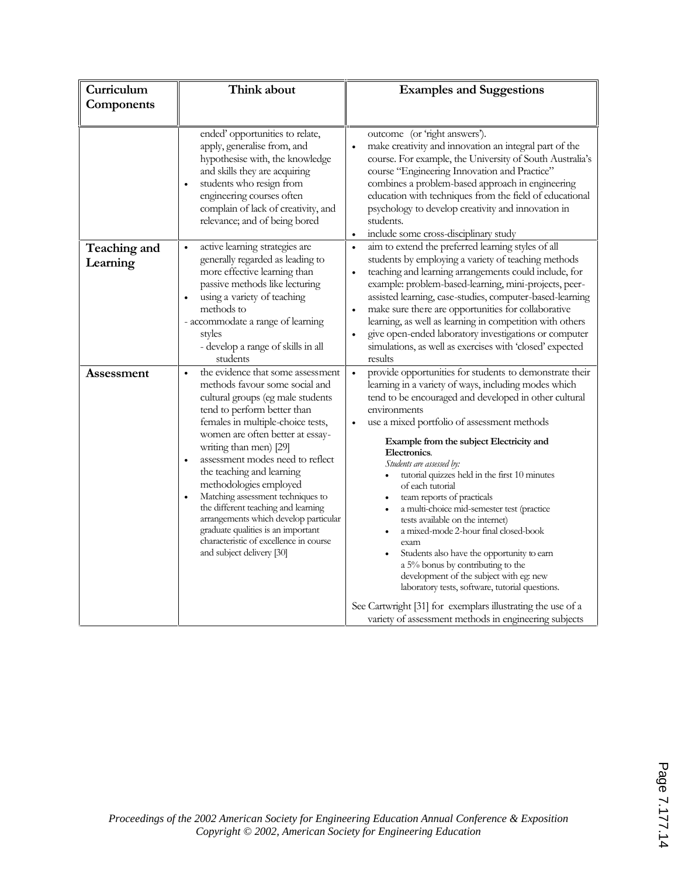| Curriculum Components | Think about | Examples and Suggestions |
|---|---|---|
| | ended' opportunities to relate, apply, generalise from, and hypothesise with, the knowledge and skills they are acquiring<br>• students who resign from engineering courses often complain of lack of creativity, and relevance; and of being bored | outcome (or 'right answers').<br>• make creativity and innovation an integral part of the course. For example, the University of South Australia's course "Engineering Innovation and Practice" combines a problem-based approach in engineering education with techniques from the field of educational psychology to develop creativity and innovation in students.<br>• include some cross-disciplinary study |
| **Teaching and Learning** | • active learning strategies are generally regarded as leading to more effective learning than passive methods like lecturing<br>• using a variety of teaching methods to<br>- accommodate a range of learning styles<br>- develop a range of skills in all students | • aim to extend the preferred learning styles of all students by employing a variety of teaching methods<br>• teaching and learning arrangements could include, for example: problem-based-learning, mini-projects, peer-assisted learning, case-studies, computer-based-learning<br>• make sure there are opportunities for collaborative learning, as well as learning in competition with others<br>• give open-ended laboratory investigations or computer simulations, as well as exercises with 'closed' expected results |
| **Assessment** | • the evidence that some assessment methods favour some social and cultural groups (eg male students tend to perform better than females in multiple-choice tests, women are often better at essay-writing than men) [29]<br>• assessment modes need to reflect the teaching and learning methodologies employed<br>• Matching assessment techniques to the different teaching and learning arrangements which develop particular graduate qualities is an important characteristic of excellence in course and subject delivery [30] | • provide opportunities for students to demonstrate their learning in a variety of ways, including modes which tend to be encouraged and developed in other cultural environments<br>• use a mixed portfolio of assessment methods<br><br>**Example from the subject Electricity and Electronics**.<br>*Students are assessed by:*<br>• tutorial quizzes held in the first 10 minutes of each tutorial<br>• team reports of practicals<br>• a multi-choice mid-semester test (practice tests available on the internet)<br>• a mixed-mode 2-hour final closed-book exam<br>• Students also have the opportunity to earn a 5% bonus by contributing to the development of the subject with eg: new laboratory tests, software, tutorial questions.<br><br>See Cartwright [31] for exemplars illustrating the use of a variety of assessment methods in engineering subjects |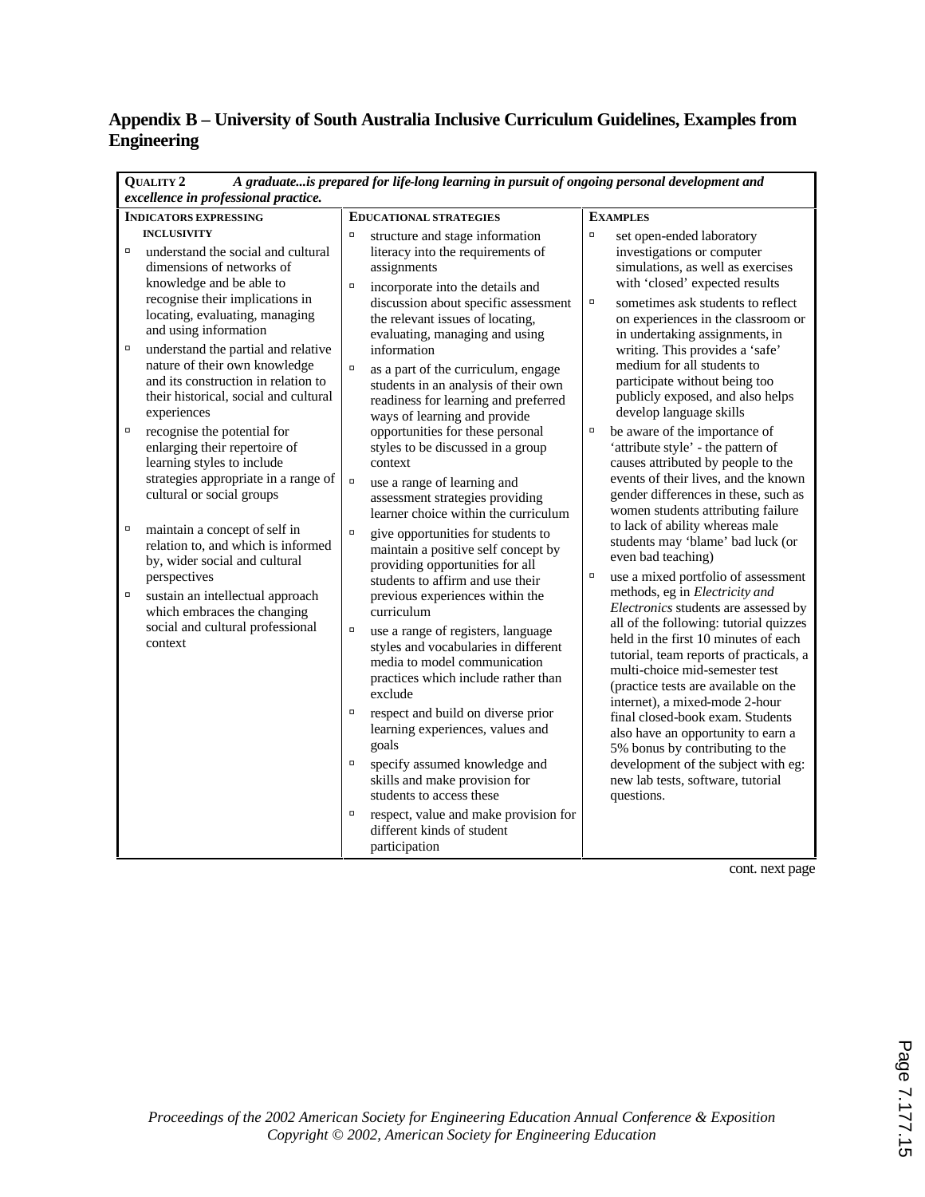## Appendix B – University of South Australia Inclusive Curriculum Guidelines, Examples from Engineering

| **QUALITY 2** *A graduate...is prepared for life-long learning in pursuit of ongoing personal development and excellence in professional practice.* | | |
|---|---|---|
| **INDICATORS EXPRESSING INCLUSIVITY** | **EDUCATIONAL STRATEGIES** | **EXAMPLES** |
| ▫ understand the social and cultural dimensions of networks of knowledge and be able to recognise their implications in locating, evaluating, managing and using information<br>▫ understand the partial and relative nature of their own knowledge and its construction in relation to their historical, social and cultural experiences<br>▫ recognise the potential for enlarging their repertoire of learning styles to include strategies appropriate in a range of cultural or social groups<br>▫ maintain a concept of self in relation to, and which is informed by, wider social and cultural perspectives<br>▫ sustain an intellectual approach which embraces the changing social and cultural professional context | ▫ structure and stage information literacy into the requirements of assignments<br>▫ incorporate into the details and discussion about specific assessment the relevant issues of locating, evaluating, managing and using information<br>▫ as a part of the curriculum, engage students in an analysis of their own readiness for learning and preferred ways of learning and provide opportunities for these personal styles to be discussed in a group context<br>▫ use a range of learning and assessment strategies providing learner choice within the curriculum<br>▫ give opportunities for students to maintain a positive self concept by providing opportunities for all students to affirm and use their previous experiences within the curriculum<br>▫ use a range of registers, language styles and vocabularies in different media to model communication practices which include rather than exclude<br>▫ respect and build on diverse prior learning experiences, values and goals<br>▫ specify assumed knowledge and skills and make provision for students to access these<br>▫ respect, value and make provision for different kinds of student participation | ▫ set open-ended laboratory investigations or computer simulations, as well as exercises with 'closed' expected results<br>▫ sometimes ask students to reflect on experiences in the classroom or in undertaking assignments, in writing. This provides a 'safe' medium for all students to participate without being too publicly exposed, and also helps develop language skills<br>▫ be aware of the importance of 'attribute style' - the pattern of causes attributed by people to the events of their lives, and the known gender differences in these, such as women students attributing failure to lack of ability whereas male students may 'blame' bad luck (or even bad teaching)<br>▫ use a mixed portfolio of assessment methods, eg in *Electricity and Electronics* students are assessed by all of the following: tutorial quizzes held in the first 10 minutes of each tutorial, team reports of practicals, a multi-choice mid-semester test (practice tests are available on the internet), a mixed-mode 2-hour final closed-book exam. Students also have an opportunity to earn a 5% bonus by contributing to the development of the subject with eg: new lab tests, software, tutorial questions. |

cont. next page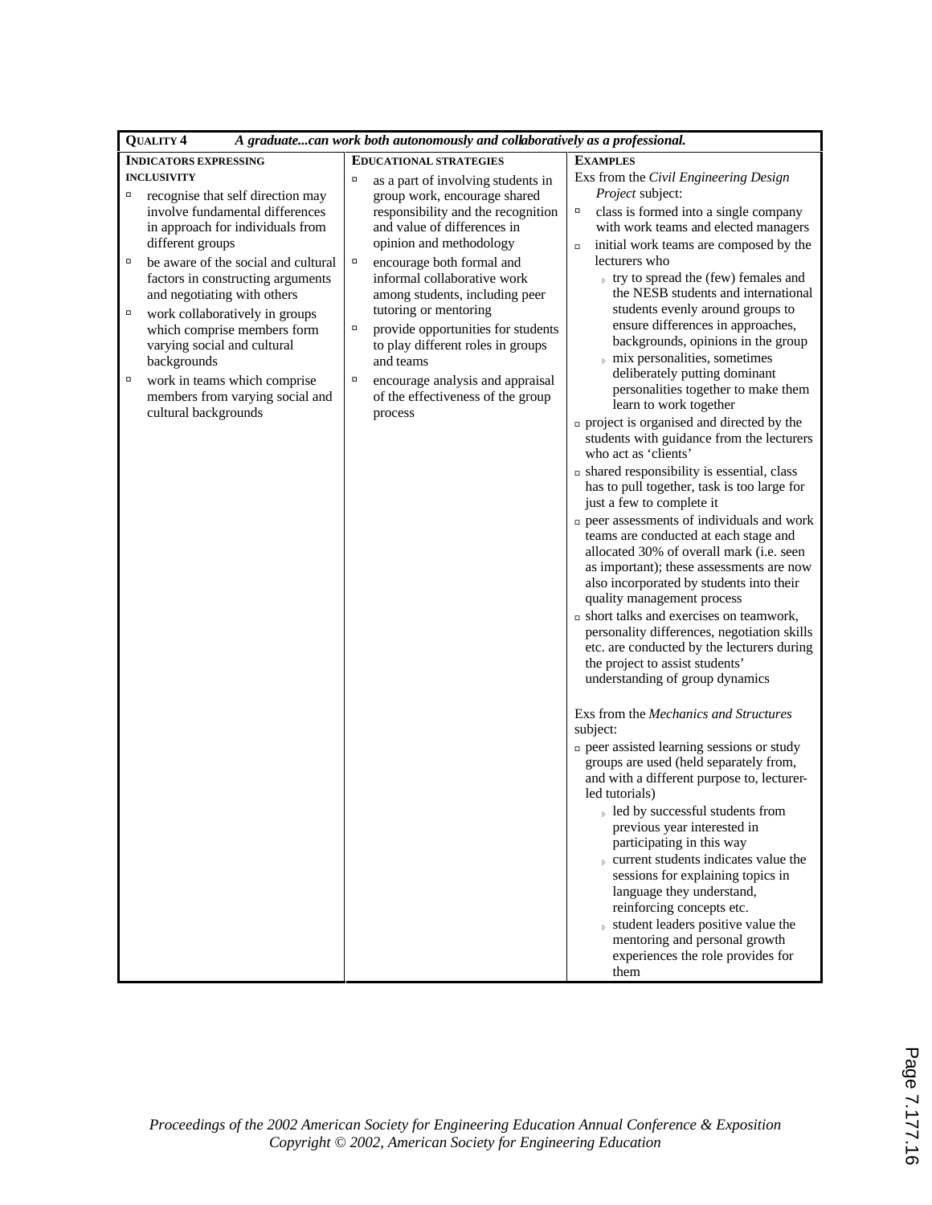| **QUALITY 4** | ***A graduate...can work both autonomously and collaboratively as a professional.*** | |
|---|---|---|
| **INDICATORS EXPRESSING INCLUSIVITY** | **EDUCATIONAL STRATEGIES** | **EXAMPLES** |
| ▫ recognise that self direction may involve fundamental differences in approach for individuals from different groups<br>▫ be aware of the social and cultural factors in constructing arguments and negotiating with others<br>▫ work collaboratively in groups which comprise members form varying social and cultural backgrounds<br>▫ work in teams which comprise members from varying social and cultural backgrounds | ▫ as a part of involving students in group work, encourage shared responsibility and the recognition and value of differences in opinion and methodology<br>▫ encourage both formal and informal collaborative work among students, including peer tutoring or mentoring<br>▫ provide opportunities for students to play different roles in groups and teams<br>▫ encourage analysis and appraisal of the effectiveness of the group process | Exs from the *Civil Engineering Design Project* subject:<br>▫ class is formed into a single company with work teams and elected managers<br>▫ initial work teams are composed by the lecturers who<br>  ▹ try to spread the (few) females and the NESB students and international students evenly around groups to ensure differences in approaches, backgrounds, opinions in the group<br>  ▹ mix personalities, sometimes deliberately putting dominant personalities together to make them learn to work together<br>▫ project is organised and directed by the students with guidance from the lecturers who act as 'clients'<br>▫ shared responsibility is essential, class has to pull together, task is too large for just a few to complete it<br>▫ peer assessments of individuals and work teams are conducted at each stage and allocated 30% of overall mark (i.e. seen as important); these assessments are now also incorporated by students into their quality management process<br>▫ short talks and exercises on teamwork, personality differences, negotiation skills etc. are conducted by the lecturers during the project to assist students' understanding of group dynamics<br><br>Exs from the *Mechanics and Structures* subject:<br>▫ peer assisted learning sessions or study groups are used (held separately from, and with a different purpose to, lecturer-led tutorials)<br>  ▹ led by successful students from previous year interested in participating in this way<br>  ▹ current students indicates value the sessions for explaining topics in language they understand, reinforcing concepts etc.<br>  ▹ student leaders positive value the mentoring and personal growth experiences the role provides for them |